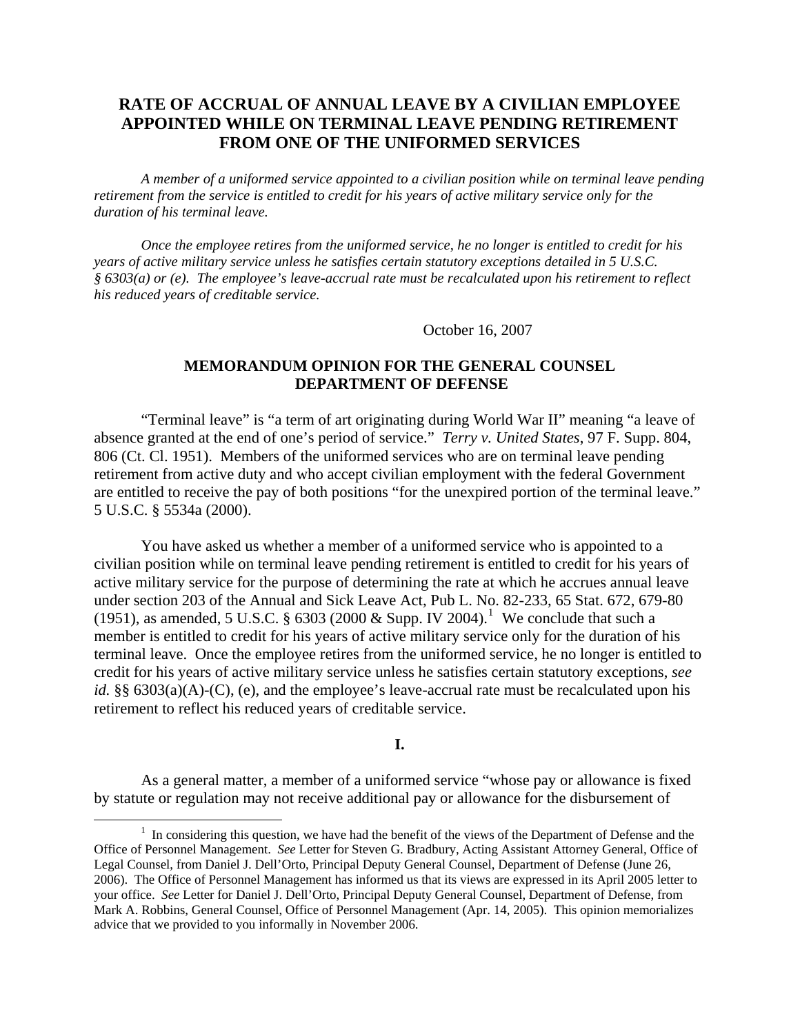# RATE OF ACCRUAL OF ANNUAL LEAVE BY A CIVILIAN EMPLOYEE APPOINTED WHILE ON TERMINAL LEAVE PENDING RETIREMENT FROM ONE OF THE UNIFORMED SERVICES

*A member of a uniformed service appointed to a civilian position while on terminal leave pending retirement from the service is entitled to credit for his years of active military service only for the duration of his terminal leave.*

*Once the employee retires from the uniformed service, he no longer is entitled to credit for his years of active military service unless he satisfies certain statutory exceptions detailed in 5 U.S.C. § 6303(a) or (e). The employee's leave-accrual rate must be recalculated upon his retirement to reflect his reduced years of creditable service.*

October 16, 2007

## MEMORANDUM OPINION FOR THE GENERAL COUNSEL DEPARTMENT OF DEFENSE

"Terminal leave" is "a term of art originating during World War II" meaning "a leave of absence granted at the end of one's period of service." *Terry v. United States*, 97 F. Supp. 804, 806 (Ct. Cl. 1951). Members of the uniformed services who are on terminal leave pending retirement from active duty and who accept civilian employment with the federal Government are entitled to receive the pay of both positions "for the unexpired portion of the terminal leave." 5 U.S.C. § 5534a (2000).

You have asked us whether a member of a uniformed service who is appointed to a civilian position while on terminal leave pending retirement is entitled to credit for his years of active military service for the purpose of determining the rate at which he accrues annual leave under section 203 of the Annual and Sick Leave Act, Pub L. No. 82-233, 65 Stat. 672, 679-80 (1951), as amended, 5 U.S.C. § 6303 (2000 & Supp. IV 2004).[1] We conclude that such a member is entitled to credit for his years of active military service only for the duration of his terminal leave. Once the employee retires from the uniformed service, he no longer is entitled to credit for his years of active military service unless he satisfies certain statutory exceptions, *see id.* §§ 6303(a)(A)-(C), (e), and the employee's leave-accrual rate must be recalculated upon his retirement to reflect his reduced years of creditable service.

## I.

As a general matter, a member of a uniformed service "whose pay or allowance is fixed by statute or regulation may not receive additional pay or allowance for the disbursement of

---

[1] In considering this question, we have had the benefit of the views of the Department of Defense and the Office of Personnel Management. *See* Letter for Steven G. Bradbury, Acting Assistant Attorney General, Office of Legal Counsel, from Daniel J. Dell'Orto, Principal Deputy General Counsel, Department of Defense (June 26, 2006). The Office of Personnel Management has informed us that its views are expressed in its April 2005 letter to your office. *See* Letter for Daniel J. Dell'Orto, Principal Deputy General Counsel, Department of Defense, from Mark A. Robbins, General Counsel, Office of Personnel Management (Apr. 14, 2005). This opinion memorializes advice that we provided to you informally in November 2006.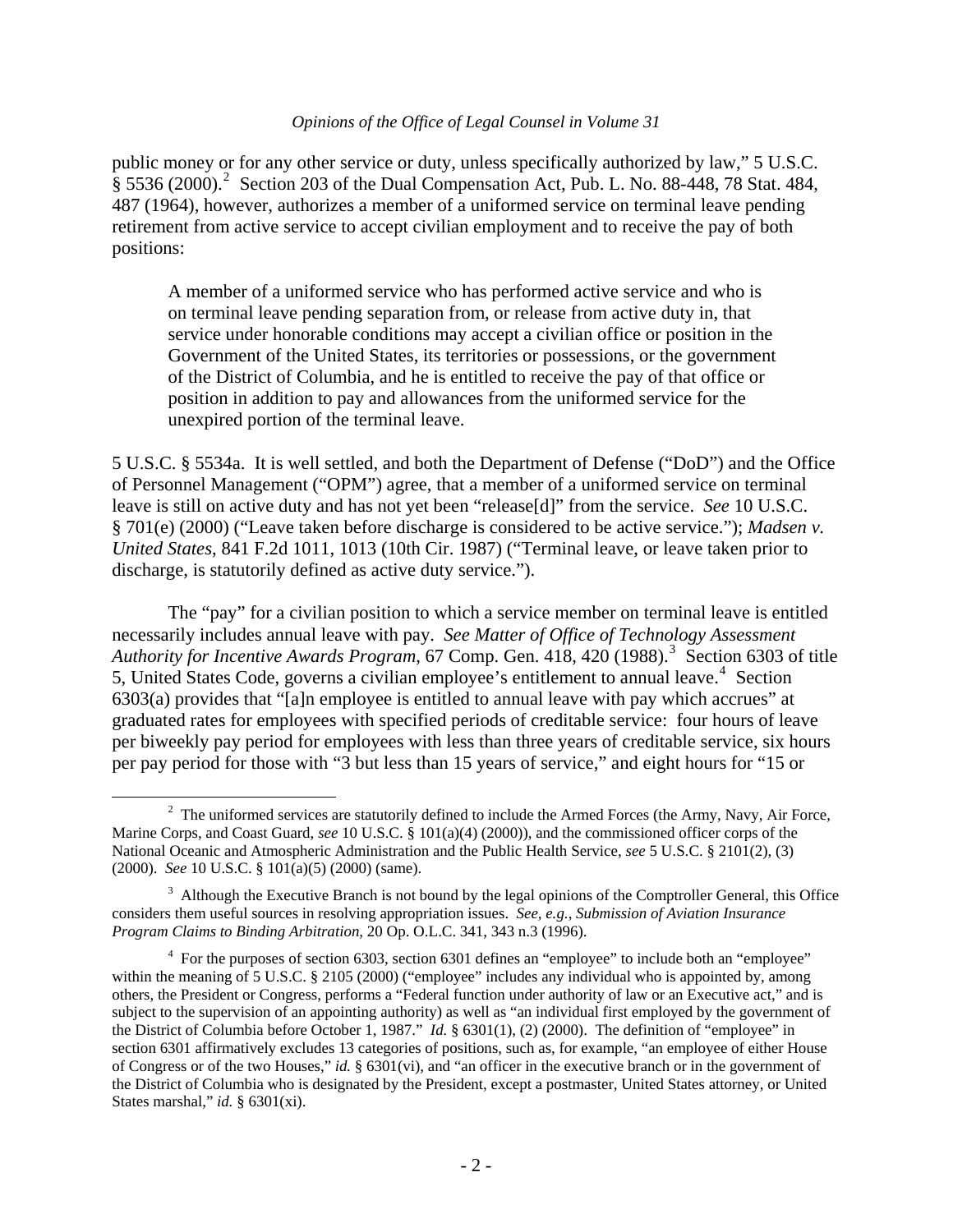public money or for any other service or duty, unless specifically authorized by law," 5 U.S.C. § 5536 (2000).[2] Section 203 of the Dual Compensation Act, Pub. L. No. 88-448, 78 Stat. 484, 487 (1964), however, authorizes a member of a uniformed service on terminal leave pending retirement from active service to accept civilian employment and to receive the pay of both positions:

> A member of a uniformed service who has performed active service and who is on terminal leave pending separation from, or release from active duty in, that service under honorable conditions may accept a civilian office or position in the Government of the United States, its territories or possessions, or the government of the District of Columbia, and he is entitled to receive the pay of that office or position in addition to pay and allowances from the uniformed service for the unexpired portion of the terminal leave.

5 U.S.C. § 5534a. It is well settled, and both the Department of Defense ("DoD") and the Office of Personnel Management ("OPM") agree, that a member of a uniformed service on terminal leave is still on active duty and has not yet been "release[d]" from the service. *See* 10 U.S.C. § 701(e) (2000) ("Leave taken before discharge is considered to be active service."); *Madsen v. United States*, 841 F.2d 1011, 1013 (10th Cir. 1987) ("Terminal leave, or leave taken prior to discharge, is statutorily defined as active duty service.").

The "pay" for a civilian position to which a service member on terminal leave is entitled necessarily includes annual leave with pay. *See Matter of Office of Technology Assessment Authority for Incentive Awards Program*, 67 Comp. Gen. 418, 420 (1988).[3] Section 6303 of title 5, United States Code, governs a civilian employee's entitlement to annual leave.[4] Section 6303(a) provides that "[a]n employee is entitled to annual leave with pay which accrues" at graduated rates for employees with specified periods of creditable service: four hours of leave per biweekly pay period for employees with less than three years of creditable service, six hours per pay period for those with "3 but less than 15 years of service," and eight hours for "15 or

---

[2] The uniformed services are statutorily defined to include the Armed Forces (the Army, Navy, Air Force, Marine Corps, and Coast Guard, *see* 10 U.S.C. § 101(a)(4) (2000)), and the commissioned officer corps of the National Oceanic and Atmospheric Administration and the Public Health Service, *see* 5 U.S.C. § 2101(2), (3) (2000). *See* 10 U.S.C. § 101(a)(5) (2000) (same).

[3] Although the Executive Branch is not bound by the legal opinions of the Comptroller General, this Office considers them useful sources in resolving appropriation issues. *See, e.g.*, *Submission of Aviation Insurance Program Claims to Binding Arbitration*, 20 Op. O.L.C. 341, 343 n.3 (1996).

[4] For the purposes of section 6303, section 6301 defines an "employee" to include both an "employee" within the meaning of 5 U.S.C. § 2105 (2000) ("employee" includes any individual who is appointed by, among others, the President or Congress, performs a "Federal function under authority of law or an Executive act," and is subject to the supervision of an appointing authority) as well as "an individual first employed by the government of the District of Columbia before October 1, 1987." *Id.* § 6301(1), (2) (2000). The definition of "employee" in section 6301 affirmatively excludes 13 categories of positions, such as, for example, "an employee of either House of Congress or of the two Houses," *id.* § 6301(vi), and "an officer in the executive branch or in the government of the District of Columbia who is designated by the President, except a postmaster, United States attorney, or United States marshal," *id.* § 6301(xi).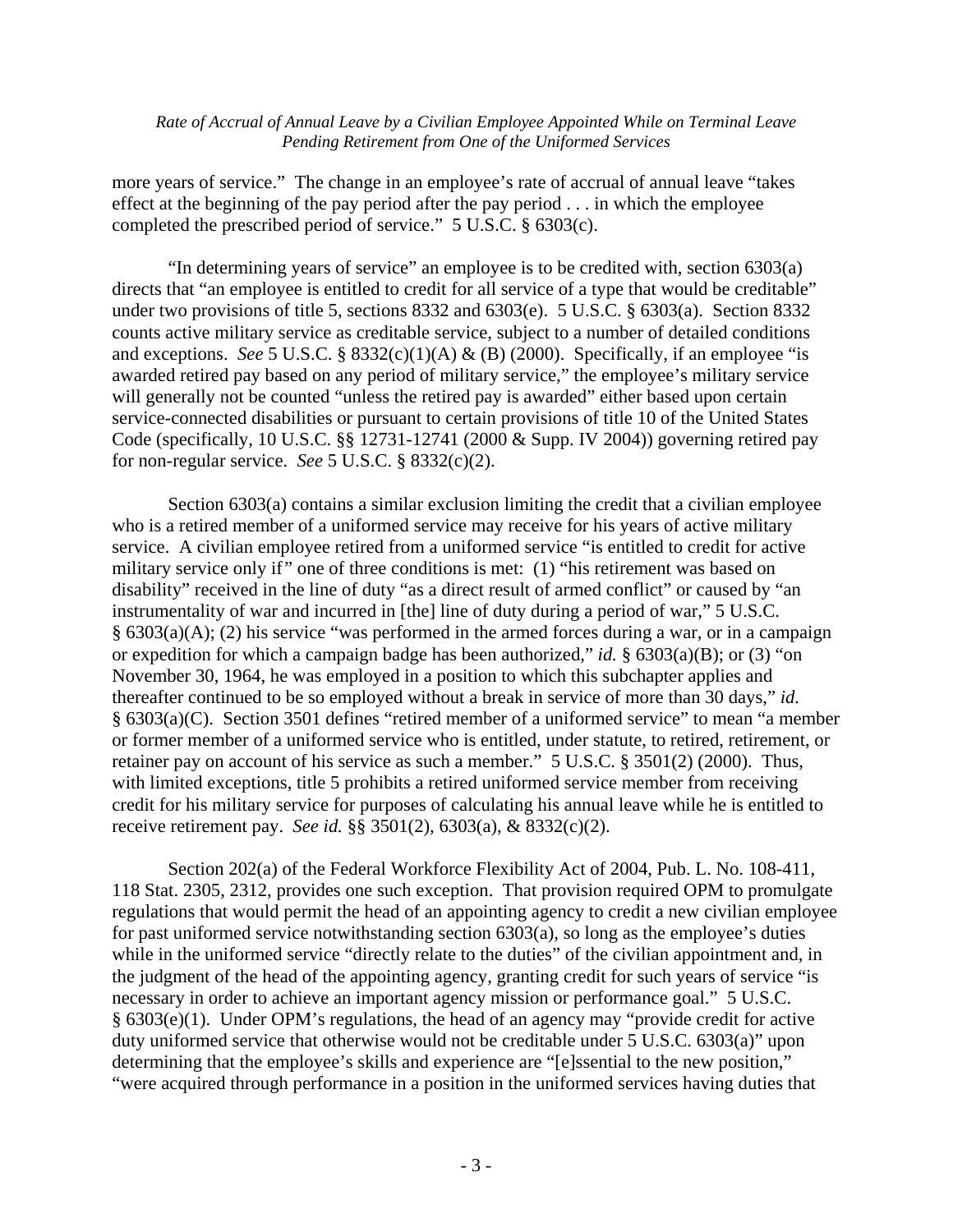more years of service." The change in an employee's rate of accrual of annual leave "takes effect at the beginning of the pay period after the pay period . . . in which the employee completed the prescribed period of service." 5 U.S.C. § 6303(c).

"In determining years of service" an employee is to be credited with, section 6303(a) directs that "an employee is entitled to credit for all service of a type that would be creditable" under two provisions of title 5, sections 8332 and 6303(e). 5 U.S.C. § 6303(a). Section 8332 counts active military service as creditable service, subject to a number of detailed conditions and exceptions. *See* 5 U.S.C. § 8332(c)(1)(A) & (B) (2000). Specifically, if an employee "is awarded retired pay based on any period of military service," the employee's military service will generally not be counted "unless the retired pay is awarded" either based upon certain service-connected disabilities or pursuant to certain provisions of title 10 of the United States Code (specifically, 10 U.S.C. §§ 12731-12741 (2000 & Supp. IV 2004)) governing retired pay for non-regular service. *See* 5 U.S.C. § 8332(c)(2).

Section 6303(a) contains a similar exclusion limiting the credit that a civilian employee who is a retired member of a uniformed service may receive for his years of active military service. A civilian employee retired from a uniformed service "is entitled to credit for active military service only if" one of three conditions is met: (1) "his retirement was based on disability" received in the line of duty "as a direct result of armed conflict" or caused by "an instrumentality of war and incurred in [the] line of duty during a period of war," 5 U.S.C. § 6303(a)(A); (2) his service "was performed in the armed forces during a war, or in a campaign or expedition for which a campaign badge has been authorized," *id.* § 6303(a)(B); or (3) "on November 30, 1964, he was employed in a position to which this subchapter applies and thereafter continued to be so employed without a break in service of more than 30 days," *id.* § 6303(a)(C). Section 3501 defines "retired member of a uniformed service" to mean "a member or former member of a uniformed service who is entitled, under statute, to retired, retirement, or retainer pay on account of his service as such a member." 5 U.S.C. § 3501(2) (2000). Thus, with limited exceptions, title 5 prohibits a retired uniformed service member from receiving credit for his military service for purposes of calculating his annual leave while he is entitled to receive retirement pay. *See id.* §§ 3501(2), 6303(a), & 8332(c)(2).

Section 202(a) of the Federal Workforce Flexibility Act of 2004, Pub. L. No. 108-411, 118 Stat. 2305, 2312, provides one such exception. That provision required OPM to promulgate regulations that would permit the head of an appointing agency to credit a new civilian employee for past uniformed service notwithstanding section 6303(a), so long as the employee's duties while in the uniformed service "directly relate to the duties" of the civilian appointment and, in the judgment of the head of the appointing agency, granting credit for such years of service "is necessary in order to achieve an important agency mission or performance goal." 5 U.S.C. § 6303(e)(1). Under OPM's regulations, the head of an agency may "provide credit for active duty uniformed service that otherwise would not be creditable under 5 U.S.C. 6303(a)" upon determining that the employee's skills and experience are "[e]ssential to the new position," "were acquired through performance in a position in the uniformed services having duties that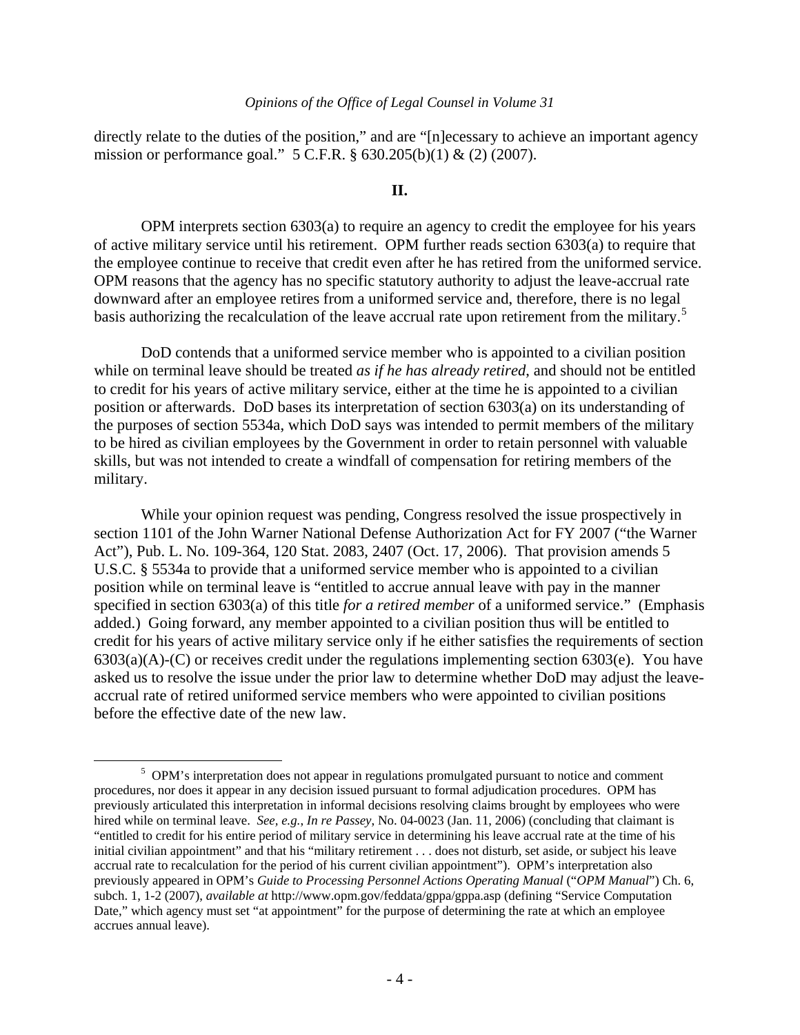directly relate to the duties of the position," and are "[n]ecessary to achieve an important agency mission or performance goal." 5 C.F.R. § 630.205(b)(1) & (2) (2007).

## II.

OPM interprets section 6303(a) to require an agency to credit the employee for his years of active military service until his retirement. OPM further reads section 6303(a) to require that the employee continue to receive that credit even after he has retired from the uniformed service. OPM reasons that the agency has no specific statutory authority to adjust the leave-accrual rate downward after an employee retires from a uniformed service and, therefore, there is no legal basis authorizing the recalculation of the leave accrual rate upon retirement from the military.[5]

DoD contends that a uniformed service member who is appointed to a civilian position while on terminal leave should be treated *as if he has already retired*, and should not be entitled to credit for his years of active military service, either at the time he is appointed to a civilian position or afterwards. DoD bases its interpretation of section 6303(a) on its understanding of the purposes of section 5534a, which DoD says was intended to permit members of the military to be hired as civilian employees by the Government in order to retain personnel with valuable skills, but was not intended to create a windfall of compensation for retiring members of the military.

While your opinion request was pending, Congress resolved the issue prospectively in section 1101 of the John Warner National Defense Authorization Act for FY 2007 ("the Warner Act"), Pub. L. No. 109-364, 120 Stat. 2083, 2407 (Oct. 17, 2006). That provision amends 5 U.S.C. § 5534a to provide that a uniformed service member who is appointed to a civilian position while on terminal leave is "entitled to accrue annual leave with pay in the manner specified in section 6303(a) of this title *for a retired member* of a uniformed service." (Emphasis added.) Going forward, any member appointed to a civilian position thus will be entitled to credit for his years of active military service only if he either satisfies the requirements of section 6303(a)(A)-(C) or receives credit under the regulations implementing section 6303(e). You have asked us to resolve the issue under the prior law to determine whether DoD may adjust the leave-accrual rate of retired uniformed service members who were appointed to civilian positions before the effective date of the new law.

---

[5] OPM's interpretation does not appear in regulations promulgated pursuant to notice and comment procedures, nor does it appear in any decision issued pursuant to formal adjudication procedures. OPM has previously articulated this interpretation in informal decisions resolving claims brought by employees who were hired while on terminal leave. *See, e.g.*, *In re Passey*, No. 04-0023 (Jan. 11, 2006) (concluding that claimant is "entitled to credit for his entire period of military service in determining his leave accrual rate at the time of his initial civilian appointment" and that his "military retirement . . . does not disturb, set aside, or subject his leave accrual rate to recalculation for the period of his current civilian appointment"). OPM's interpretation also previously appeared in OPM's *Guide to Processing Personnel Actions Operating Manual* ("*OPM Manual*") Ch. 6, subch. 1, 1-2 (2007), *available at* http://www.opm.gov/feddata/gppa/gppa.asp (defining "Service Computation Date," which agency must set "at appointment" for the purpose of determining the rate at which an employee accrues annual leave).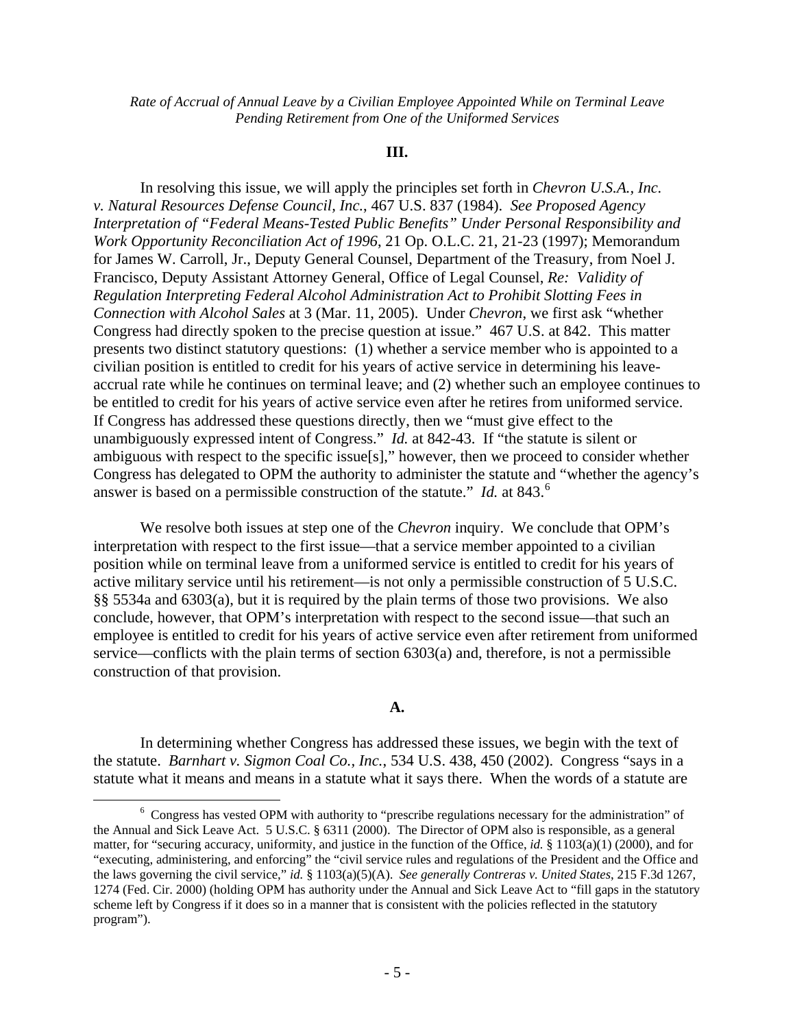### III.

In resolving this issue, we will apply the principles set forth in *Chevron U.S.A., Inc. v. Natural Resources Defense Council, Inc.*, 467 U.S. 837 (1984). *See Proposed Agency Interpretation of "Federal Means-Tested Public Benefits" Under Personal Responsibility and Work Opportunity Reconciliation Act of 1996*, 21 Op. O.L.C. 21, 21-23 (1997); Memorandum for James W. Carroll, Jr., Deputy General Counsel, Department of the Treasury, from Noel J. Francisco, Deputy Assistant Attorney General, Office of Legal Counsel, *Re: Validity of Regulation Interpreting Federal Alcohol Administration Act to Prohibit Slotting Fees in Connection with Alcohol Sales* at 3 (Mar. 11, 2005). Under *Chevron*, we first ask "whether Congress had directly spoken to the precise question at issue." 467 U.S. at 842. This matter presents two distinct statutory questions: (1) whether a service member who is appointed to a civilian position is entitled to credit for his years of active service in determining his leave-accrual rate while he continues on terminal leave; and (2) whether such an employee continues to be entitled to credit for his years of active service even after he retires from uniformed service. If Congress has addressed these questions directly, then we "must give effect to the unambiguously expressed intent of Congress." *Id.* at 842-43. If "the statute is silent or ambiguous with respect to the specific issue[s]," however, then we proceed to consider whether Congress has delegated to OPM the authority to administer the statute and "whether the agency's answer is based on a permissible construction of the statute." *Id.* at 843.[6]

We resolve both issues at step one of the *Chevron* inquiry. We conclude that OPM's interpretation with respect to the first issue—that a service member appointed to a civilian position while on terminal leave from a uniformed service is entitled to credit for his years of active military service until his retirement—is not only a permissible construction of 5 U.S.C. §§ 5534a and 6303(a), but it is required by the plain terms of those two provisions. We also conclude, however, that OPM's interpretation with respect to the second issue—that such an employee is entitled to credit for his years of active service even after retirement from uniformed service—conflicts with the plain terms of section 6303(a) and, therefore, is not a permissible construction of that provision.

#### A.

In determining whether Congress has addressed these issues, we begin with the text of the statute. *Barnhart v. Sigmon Coal Co., Inc.*, 534 U.S. 438, 450 (2002). Congress "says in a statute what it means and means in a statute what it says there. When the words of a statute are

---

[6] Congress has vested OPM with authority to "prescribe regulations necessary for the administration" of the Annual and Sick Leave Act. 5 U.S.C. § 6311 (2000). The Director of OPM also is responsible, as a general matter, for "securing accuracy, uniformity, and justice in the function of the Office, *id.* § 1103(a)(1) (2000), and for "executing, administering, and enforcing" the "civil service rules and regulations of the President and the Office and the laws governing the civil service," *id.* § 1103(a)(5)(A). *See generally Contreras v. United States*, 215 F.3d 1267, 1274 (Fed. Cir. 2000) (holding OPM has authority under the Annual and Sick Leave Act to "fill gaps in the statutory scheme left by Congress if it does so in a manner that is consistent with the policies reflected in the statutory program").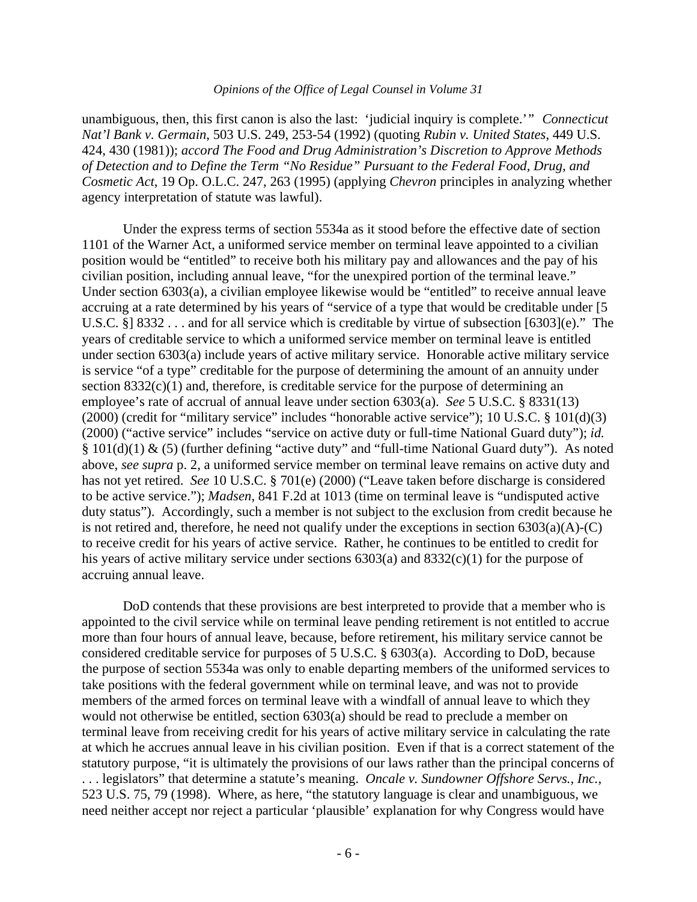unambiguous, then, this first canon is also the last: 'judicial inquiry is complete.'" *Connecticut Nat'l Bank v. Germain*, 503 U.S. 249, 253-54 (1992) (quoting *Rubin v. United States*, 449 U.S. 424, 430 (1981)); *accord The Food and Drug Administration's Discretion to Approve Methods of Detection and to Define the Term "No Residue" Pursuant to the Federal Food, Drug, and Cosmetic Act*, 19 Op. O.L.C. 247, 263 (1995) (applying *Chevron* principles in analyzing whether agency interpretation of statute was lawful).

Under the express terms of section 5534a as it stood before the effective date of section 1101 of the Warner Act, a uniformed service member on terminal leave appointed to a civilian position would be "entitled" to receive both his military pay and allowances and the pay of his civilian position, including annual leave, "for the unexpired portion of the terminal leave." Under section 6303(a), a civilian employee likewise would be "entitled" to receive annual leave accruing at a rate determined by his years of "service of a type that would be creditable under [5 U.S.C. §] 8332 . . . and for all service which is creditable by virtue of subsection [6303](e)." The years of creditable service to which a uniformed service member on terminal leave is entitled under section 6303(a) include years of active military service. Honorable active military service is service "of a type" creditable for the purpose of determining the amount of an annuity under section 8332(c)(1) and, therefore, is creditable service for the purpose of determining an employee's rate of accrual of annual leave under section 6303(a). *See* 5 U.S.C. § 8331(13) (2000) (credit for "military service" includes "honorable active service"); 10 U.S.C. § 101(d)(3) (2000) ("active service" includes "service on active duty or full-time National Guard duty"); *id.* § 101(d)(1) & (5) (further defining "active duty" and "full-time National Guard duty"). As noted above, *see supra* p. 2, a uniformed service member on terminal leave remains on active duty and has not yet retired. *See* 10 U.S.C. § 701(e) (2000) ("Leave taken before discharge is considered to be active service."); *Madsen*, 841 F.2d at 1013 (time on terminal leave is "undisputed active duty status"). Accordingly, such a member is not subject to the exclusion from credit because he is not retired and, therefore, he need not qualify under the exceptions in section 6303(a)(A)-(C) to receive credit for his years of active service. Rather, he continues to be entitled to credit for his years of active military service under sections 6303(a) and 8332(c)(1) for the purpose of accruing annual leave.

DoD contends that these provisions are best interpreted to provide that a member who is appointed to the civil service while on terminal leave pending retirement is not entitled to accrue more than four hours of annual leave, because, before retirement, his military service cannot be considered creditable service for purposes of 5 U.S.C. § 6303(a). According to DoD, because the purpose of section 5534a was only to enable departing members of the uniformed services to take positions with the federal government while on terminal leave, and was not to provide members of the armed forces on terminal leave with a windfall of annual leave to which they would not otherwise be entitled, section 6303(a) should be read to preclude a member on terminal leave from receiving credit for his years of active military service in calculating the rate at which he accrues annual leave in his civilian position. Even if that is a correct statement of the statutory purpose, "it is ultimately the provisions of our laws rather than the principal concerns of . . . legislators" that determine a statute's meaning. *Oncale v. Sundowner Offshore Servs., Inc.*, 523 U.S. 75, 79 (1998). Where, as here, "the statutory language is clear and unambiguous, we need neither accept nor reject a particular 'plausible' explanation for why Congress would have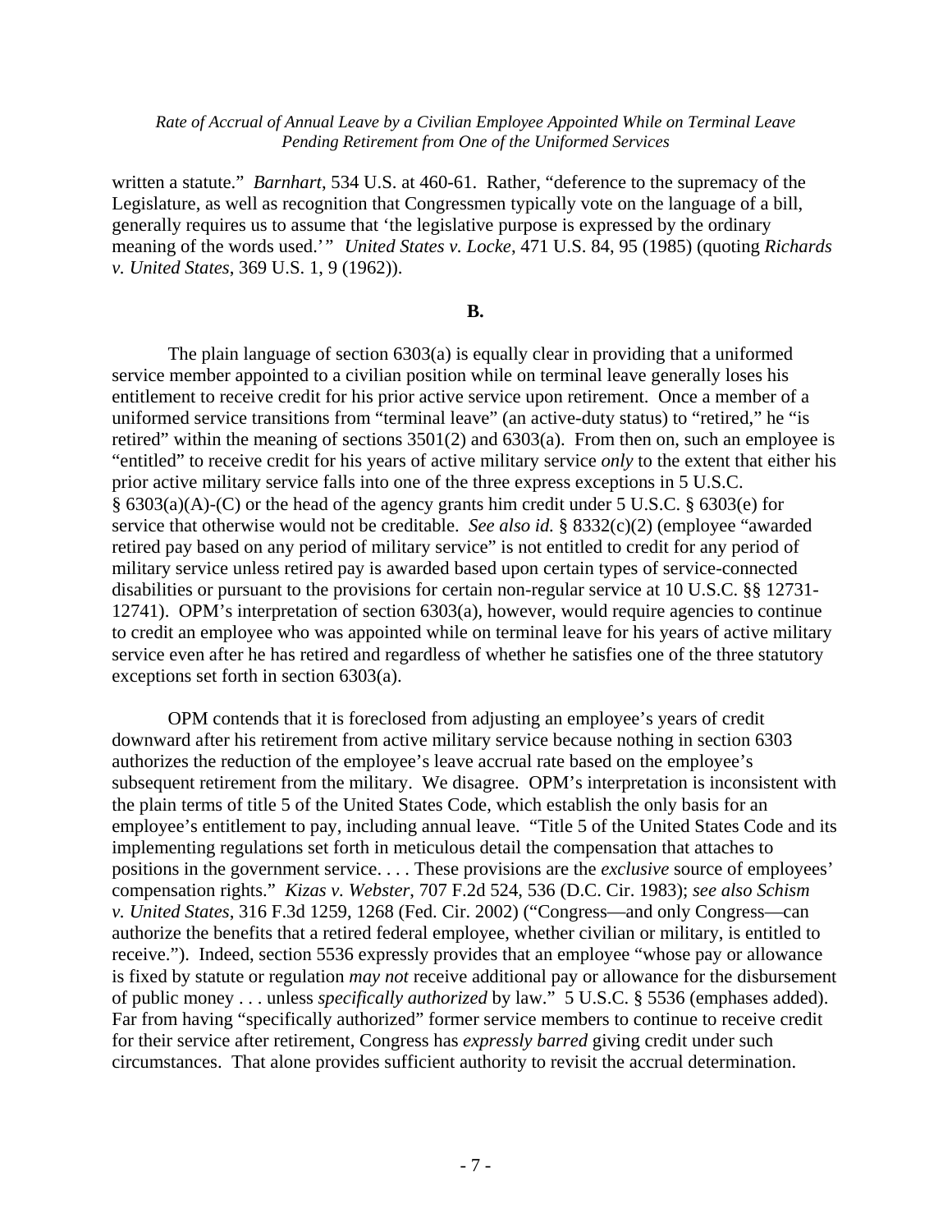written a statute." *Barnhart*, 534 U.S. at 460-61. Rather, "deference to the supremacy of the Legislature, as well as recognition that Congressmen typically vote on the language of a bill, generally requires us to assume that 'the legislative purpose is expressed by the ordinary meaning of the words used.'" *United States v. Locke*, 471 U.S. 84, 95 (1985) (quoting *Richards v. United States*, 369 U.S. 1, 9 (1962)).

**B.**

The plain language of section 6303(a) is equally clear in providing that a uniformed service member appointed to a civilian position while on terminal leave generally loses his entitlement to receive credit for his prior active service upon retirement. Once a member of a uniformed service transitions from "terminal leave" (an active-duty status) to "retired," he "is retired" within the meaning of sections 3501(2) and 6303(a). From then on, such an employee is "entitled" to receive credit for his years of active military service *only* to the extent that either his prior active military service falls into one of the three express exceptions in 5 U.S.C. § 6303(a)(A)-(C) or the head of the agency grants him credit under 5 U.S.C. § 6303(e) for service that otherwise would not be creditable. *See also id.* § 8332(c)(2) (employee "awarded retired pay based on any period of military service" is not entitled to credit for any period of military service unless retired pay is awarded based upon certain types of service-connected disabilities or pursuant to the provisions for certain non-regular service at 10 U.S.C. §§ 12731-12741). OPM's interpretation of section 6303(a), however, would require agencies to continue to credit an employee who was appointed while on terminal leave for his years of active military service even after he has retired and regardless of whether he satisfies one of the three statutory exceptions set forth in section 6303(a).

OPM contends that it is foreclosed from adjusting an employee's years of credit downward after his retirement from active military service because nothing in section 6303 authorizes the reduction of the employee's leave accrual rate based on the employee's subsequent retirement from the military. We disagree. OPM's interpretation is inconsistent with the plain terms of title 5 of the United States Code, which establish the only basis for an employee's entitlement to pay, including annual leave. "Title 5 of the United States Code and its implementing regulations set forth in meticulous detail the compensation that attaches to positions in the government service. . . . These provisions are the *exclusive* source of employees' compensation rights." *Kizas v. Webster*, 707 F.2d 524, 536 (D.C. Cir. 1983); *see also Schism v. United States*, 316 F.3d 1259, 1268 (Fed. Cir. 2002) ("Congress—and only Congress—can authorize the benefits that a retired federal employee, whether civilian or military, is entitled to receive."). Indeed, section 5536 expressly provides that an employee "whose pay or allowance is fixed by statute or regulation *may not* receive additional pay or allowance for the disbursement of public money . . . unless *specifically authorized* by law." 5 U.S.C. § 5536 (emphases added). Far from having "specifically authorized" former service members to continue to receive credit for their service after retirement, Congress has *expressly barred* giving credit under such circumstances. That alone provides sufficient authority to revisit the accrual determination.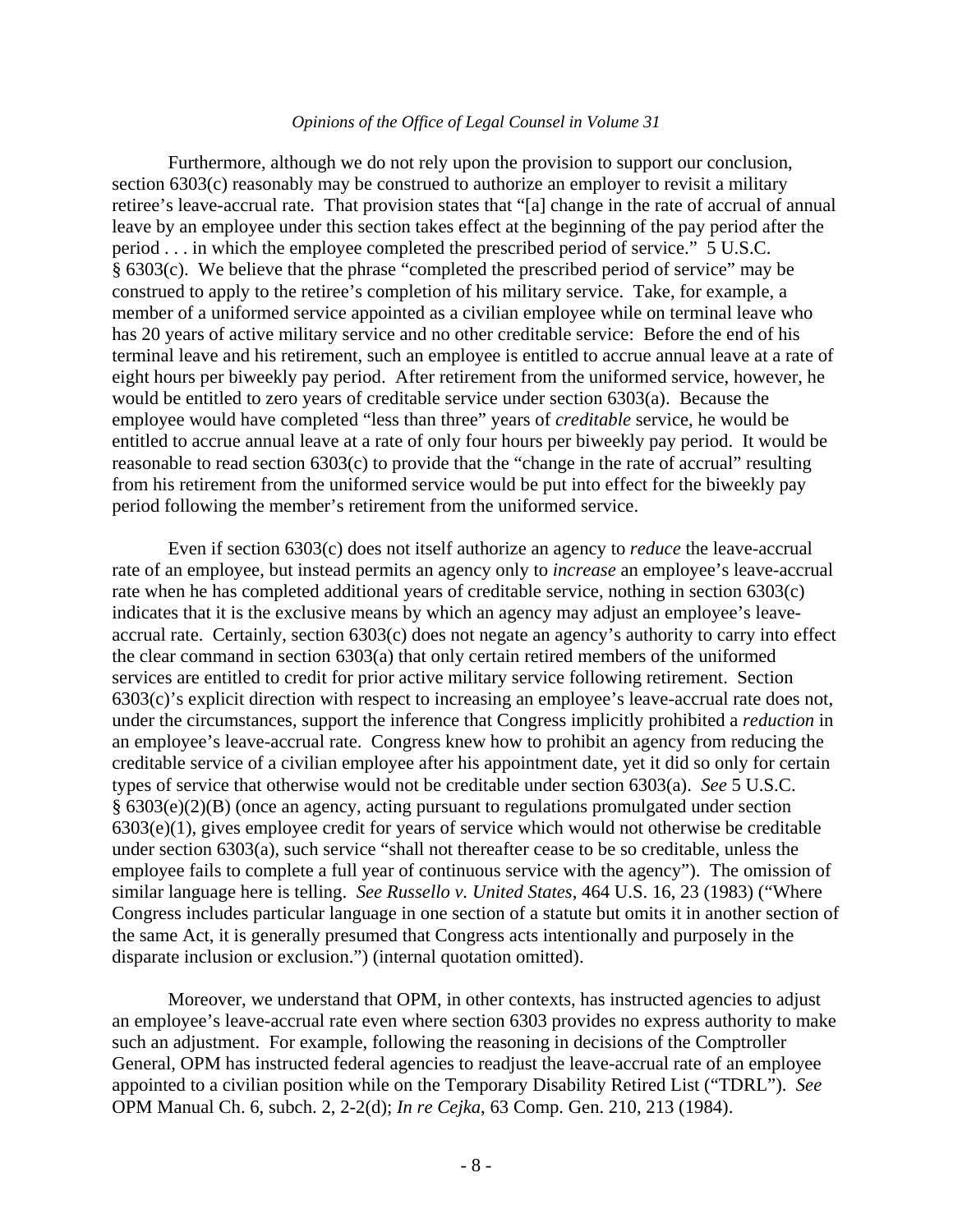Furthermore, although we do not rely upon the provision to support our conclusion, section 6303(c) reasonably may be construed to authorize an employer to revisit a military retiree's leave-accrual rate. That provision states that "[a] change in the rate of accrual of annual leave by an employee under this section takes effect at the beginning of the pay period after the period . . . in which the employee completed the prescribed period of service." 5 U.S.C. § 6303(c). We believe that the phrase "completed the prescribed period of service" may be construed to apply to the retiree's completion of his military service. Take, for example, a member of a uniformed service appointed as a civilian employee while on terminal leave who has 20 years of active military service and no other creditable service: Before the end of his terminal leave and his retirement, such an employee is entitled to accrue annual leave at a rate of eight hours per biweekly pay period. After retirement from the uniformed service, however, he would be entitled to zero years of creditable service under section 6303(a). Because the employee would have completed "less than three" years of *creditable* service, he would be entitled to accrue annual leave at a rate of only four hours per biweekly pay period. It would be reasonable to read section 6303(c) to provide that the "change in the rate of accrual" resulting from his retirement from the uniformed service would be put into effect for the biweekly pay period following the member's retirement from the uniformed service.

Even if section 6303(c) does not itself authorize an agency to *reduce* the leave-accrual rate of an employee, but instead permits an agency only to *increase* an employee's leave-accrual rate when he has completed additional years of creditable service, nothing in section 6303(c) indicates that it is the exclusive means by which an agency may adjust an employee's leave-accrual rate. Certainly, section 6303(c) does not negate an agency's authority to carry into effect the clear command in section 6303(a) that only certain retired members of the uniformed services are entitled to credit for prior active military service following retirement. Section 6303(c)'s explicit direction with respect to increasing an employee's leave-accrual rate does not, under the circumstances, support the inference that Congress implicitly prohibited a *reduction* in an employee's leave-accrual rate. Congress knew how to prohibit an agency from reducing the creditable service of a civilian employee after his appointment date, yet it did so only for certain types of service that otherwise would not be creditable under section 6303(a). *See* 5 U.S.C. § 6303(e)(2)(B) (once an agency, acting pursuant to regulations promulgated under section 6303(e)(1), gives employee credit for years of service which would not otherwise be creditable under section 6303(a), such service "shall not thereafter cease to be so creditable, unless the employee fails to complete a full year of continuous service with the agency"). The omission of similar language here is telling. *See Russello v. United States*, 464 U.S. 16, 23 (1983) ("Where Congress includes particular language in one section of a statute but omits it in another section of the same Act, it is generally presumed that Congress acts intentionally and purposely in the disparate inclusion or exclusion.") (internal quotation omitted).

Moreover, we understand that OPM, in other contexts, has instructed agencies to adjust an employee's leave-accrual rate even where section 6303 provides no express authority to make such an adjustment. For example, following the reasoning in decisions of the Comptroller General, OPM has instructed federal agencies to readjust the leave-accrual rate of an employee appointed to a civilian position while on the Temporary Disability Retired List ("TDRL"). *See* OPM Manual Ch. 6, subch. 2, 2-2(d); *In re Cejka*, 63 Comp. Gen. 210, 213 (1984).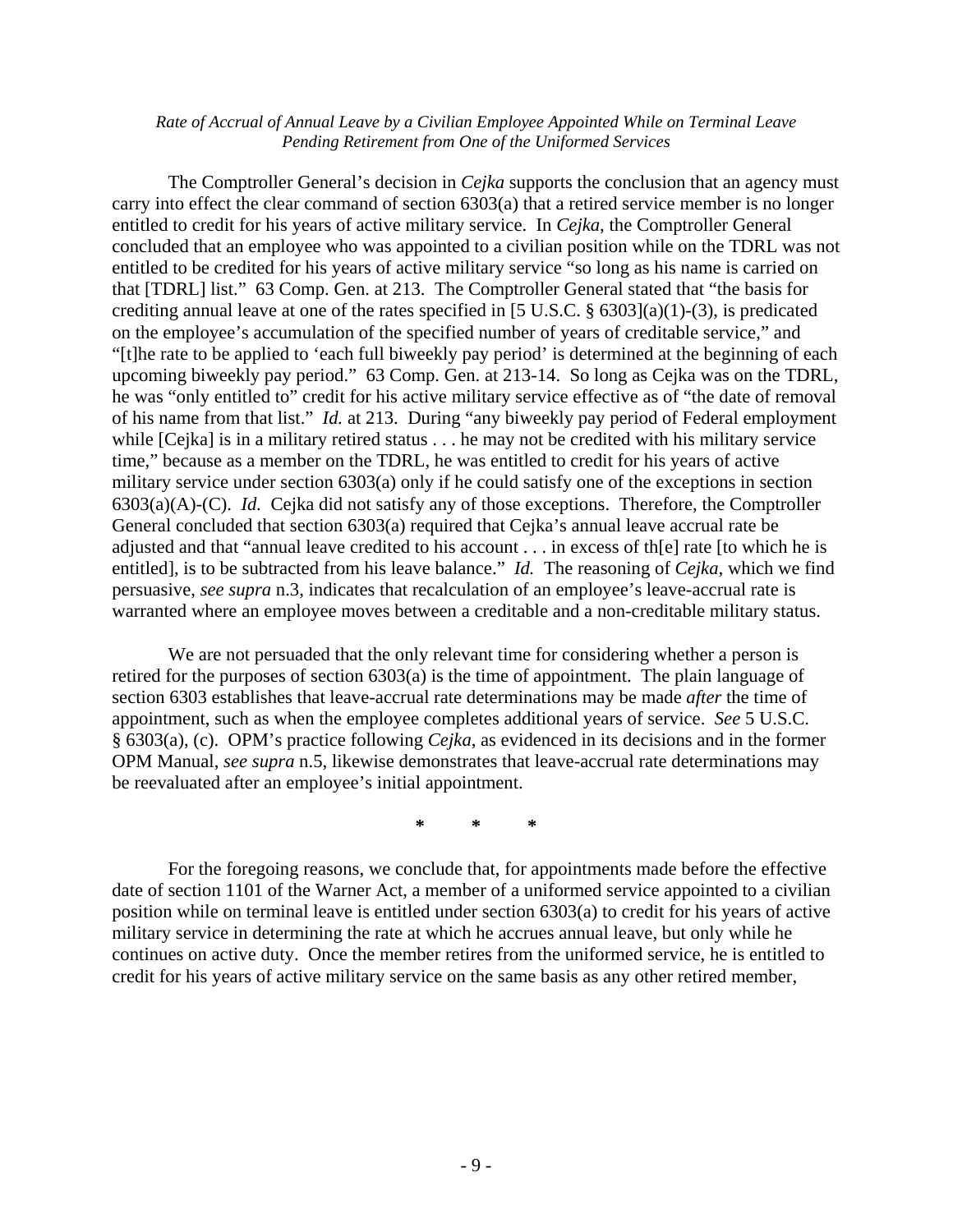The Comptroller General's decision in *Cejka* supports the conclusion that an agency must carry into effect the clear command of section 6303(a) that a retired service member is no longer entitled to credit for his years of active military service. In *Cejka*, the Comptroller General concluded that an employee who was appointed to a civilian position while on the TDRL was not entitled to be credited for his years of active military service "so long as his name is carried on that [TDRL] list." 63 Comp. Gen. at 213. The Comptroller General stated that "the basis for crediting annual leave at one of the rates specified in [5 U.S.C. § 6303](a)(1)-(3), is predicated on the employee's accumulation of the specified number of years of creditable service," and "[t]he rate to be applied to 'each full biweekly pay period' is determined at the beginning of each upcoming biweekly pay period." 63 Comp. Gen. at 213-14. So long as Cejka was on the TDRL, he was "only entitled to" credit for his active military service effective as of "the date of removal of his name from that list." *Id.* at 213. During "any biweekly pay period of Federal employment while [Cejka] is in a military retired status . . . he may not be credited with his military service time," because as a member on the TDRL, he was entitled to credit for his years of active military service under section 6303(a) only if he could satisfy one of the exceptions in section 6303(a)(A)-(C). *Id.* Cejka did not satisfy any of those exceptions. Therefore, the Comptroller General concluded that section 6303(a) required that Cejka's annual leave accrual rate be adjusted and that "annual leave credited to his account . . . in excess of th[e] rate [to which he is entitled], is to be subtracted from his leave balance." *Id.* The reasoning of *Cejka*, which we find persuasive, *see supra* n.3, indicates that recalculation of an employee's leave-accrual rate is warranted where an employee moves between a creditable and a non-creditable military status.

We are not persuaded that the only relevant time for considering whether a person is retired for the purposes of section 6303(a) is the time of appointment. The plain language of section 6303 establishes that leave-accrual rate determinations may be made *after* the time of appointment, such as when the employee completes additional years of service. *See* 5 U.S.C. § 6303(a), (c). OPM's practice following *Cejka*, as evidenced in its decisions and in the former OPM Manual, *see supra* n.5, likewise demonstrates that leave-accrual rate determinations may be reevaluated after an employee's initial appointment.

\* \* \*

For the foregoing reasons, we conclude that, for appointments made before the effective date of section 1101 of the Warner Act, a member of a uniformed service appointed to a civilian position while on terminal leave is entitled under section 6303(a) to credit for his years of active military service in determining the rate at which he accrues annual leave, but only while he continues on active duty. Once the member retires from the uniformed service, he is entitled to credit for his years of active military service on the same basis as any other retired member,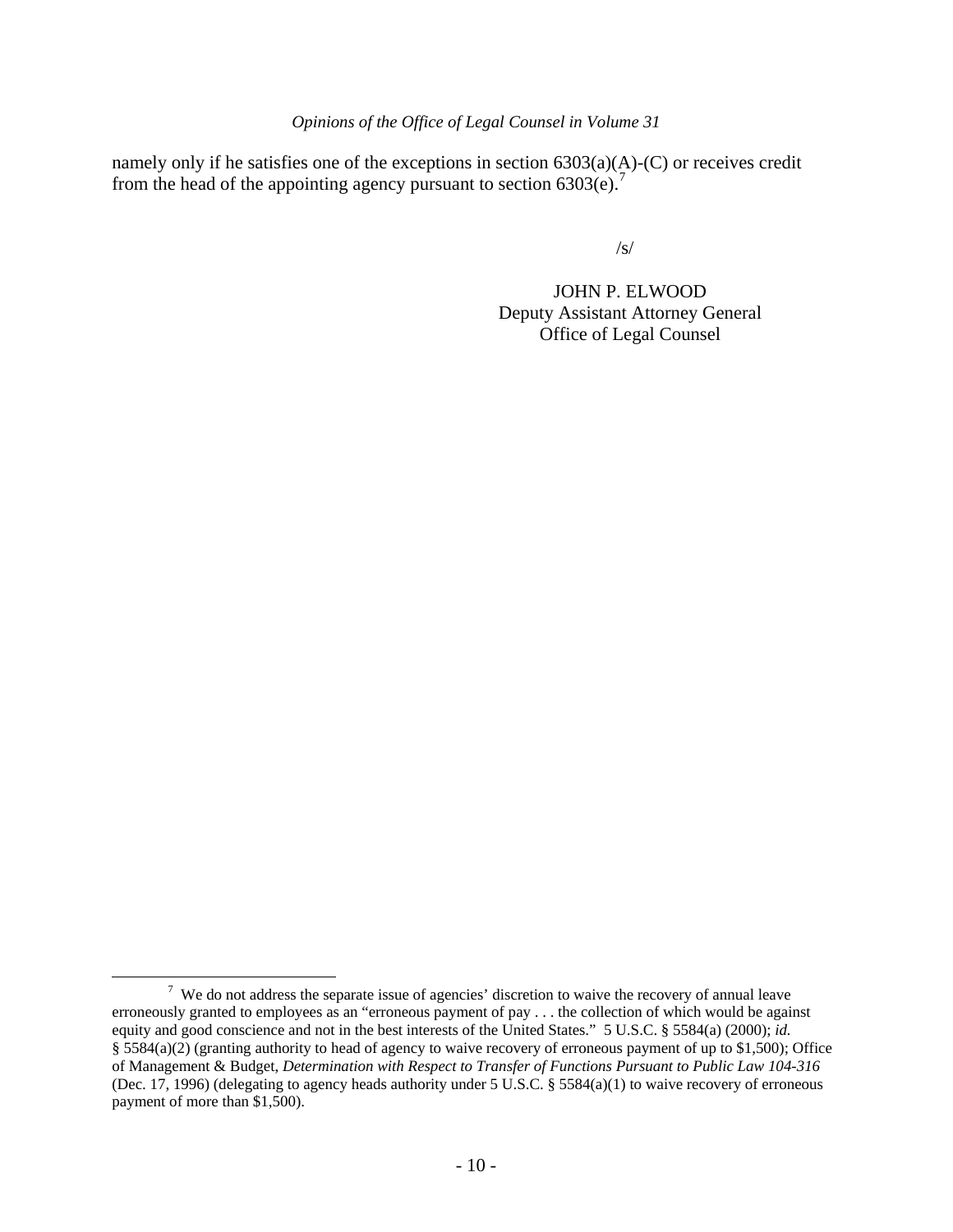namely only if he satisfies one of the exceptions in section 6303(a)(A)-(C) or receives credit from the head of the appointing agency pursuant to section 6303(e).[7]

/s/

JOHN P. ELWOOD
Deputy Assistant Attorney General
Office of Legal Counsel

---

[7] We do not address the separate issue of agencies' discretion to waive the recovery of annual leave erroneously granted to employees as an "erroneous payment of pay . . . the collection of which would be against equity and good conscience and not in the best interests of the United States." 5 U.S.C. § 5584(a) (2000); *id.* § 5584(a)(2) (granting authority to head of agency to waive recovery of erroneous payment of up to $1,500); Office of Management & Budget, *Determination with Respect to Transfer of Functions Pursuant to Public Law 104-316* (Dec. 17, 1996) (delegating to agency heads authority under 5 U.S.C. § 5584(a)(1) to waive recovery of erroneous payment of more than $1,500).